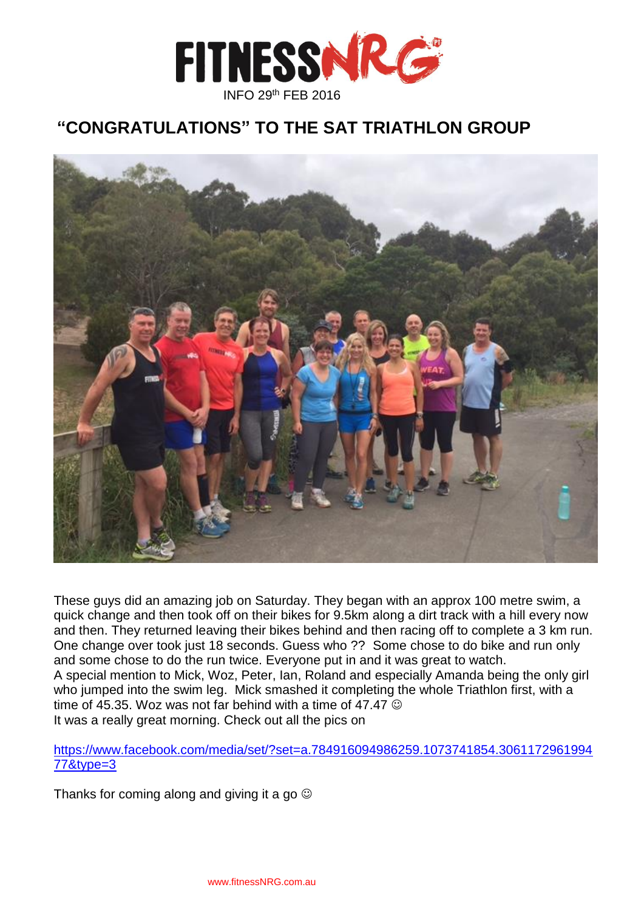FITNESSNRG

INFO 29th FEB 2016

# "CONGRATULATIONS" TO THE SAT TRIATHLON GROUP

These guys did an amazing job on Saturday. They began with an approx 100 metre swim, a quick change and then took off on their bikes for 9.5km along a dirt track with a hill every now and then. They returned leaving their bikes behind and then racing off to complete a 3 km run. One change over took just 18 seconds. Guess who ?? Some chose to do bike and run only and some chose to do the run twice. Everyone put in and it was great to watch.
A special mention to Mick, Woz, Peter, Ian, Roland and especially Amanda being the only girl who jumped into the swim leg. Mick smashed it completing the whole Triathlon first, with a time of 45.35. Woz was not far behind with a time of 47.47 ☺
It was a really great morning. Check out all the pics on

https://www.facebook.com/media/set/?set=a.784916094986259.1073741854.306117296199477&type=3

Thanks for coming along and giving it a go ☺

www.fitnessNRG.com.au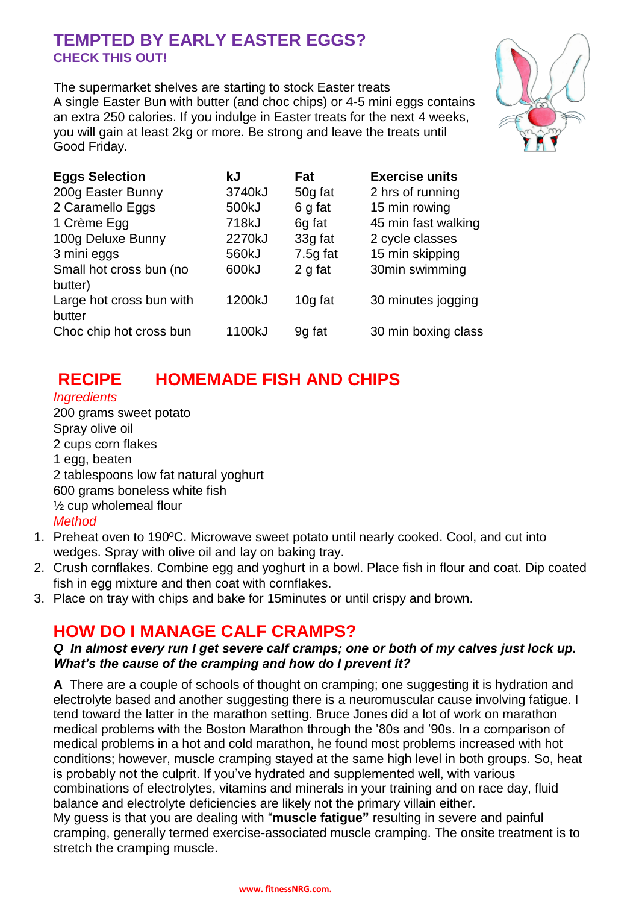## TEMPTED BY EARLY EASTER EGGS?

### CHECK THIS OUT!

The supermarket shelves are starting to stock Easter treats
A single Easter Bun with butter (and choc chips) or 4-5 mini eggs contains an extra 250 calories. If you indulge in Easter treats for the next 4 weeks, you will gain at least 2kg or more. Be strong and leave the treats until Good Friday.

| Eggs Selection | kJ | Fat | Exercise units |
|---|---|---|---|
| 200g Easter Bunny | 3740kJ | 50g fat | 2 hrs of running |
| 2 Caramello Eggs | 500kJ | 6 g fat | 15 min rowing |
| 1 Crème Egg | 718kJ | 6g fat | 45 min fast walking |
| 100g Deluxe Bunny | 2270kJ | 33g fat | 2 cycle classes |
| 3 mini eggs | 560kJ | 7.5g fat | 15 min skipping |
| Small hot cross bun (no butter) | 600kJ | 2 g fat | 30min swimming |
| Large hot cross bun with butter | 1200kJ | 10g fat | 30 minutes jogging |
| Choc chip hot cross bun | 1100kJ | 9g fat | 30 min boxing class |

## RECIPE HOMEMADE FISH AND CHIPS

*Ingredients*

200 grams sweet potato
Spray olive oil
2 cups corn flakes
1 egg, beaten
2 tablespoons low fat natural yoghurt
600 grams boneless white fish
½ cup wholemeal flour

*Method*

1. Preheat oven to 190ºC. Microwave sweet potato until nearly cooked. Cool, and cut into wedges. Spray with olive oil and lay on baking tray.
2. Crush cornflakes. Combine egg and yoghurt in a bowl. Place fish in flour and coat. Dip coated fish in egg mixture and then coat with cornflakes.
3. Place on tray with chips and bake for 15minutes or until crispy and brown.

## HOW DO I MANAGE CALF CRAMPS?

***Q In almost every run I get severe calf cramps; one or both of my calves just lock up. What's the cause of the cramping and how do I prevent it?***

**A** There are a couple of schools of thought on cramping; one suggesting it is hydration and electrolyte based and another suggesting there is a neuromuscular cause involving fatigue. I tend toward the latter in the marathon setting. Bruce Jones did a lot of work on marathon medical problems with the Boston Marathon through the '80s and '90s. In a comparison of medical problems in a hot and cold marathon, he found most problems increased with hot conditions; however, muscle cramping stayed at the same high level in both groups. So, heat is probably not the culprit. If you've hydrated and supplemented well, with various combinations of electrolytes, vitamins and minerals in your training and on race day, fluid balance and electrolyte deficiencies are likely not the primary villain either.
My guess is that you are dealing with "**muscle fatigue"** resulting in severe and painful cramping, generally termed exercise-associated muscle cramping. The onsite treatment is to stretch the cramping muscle.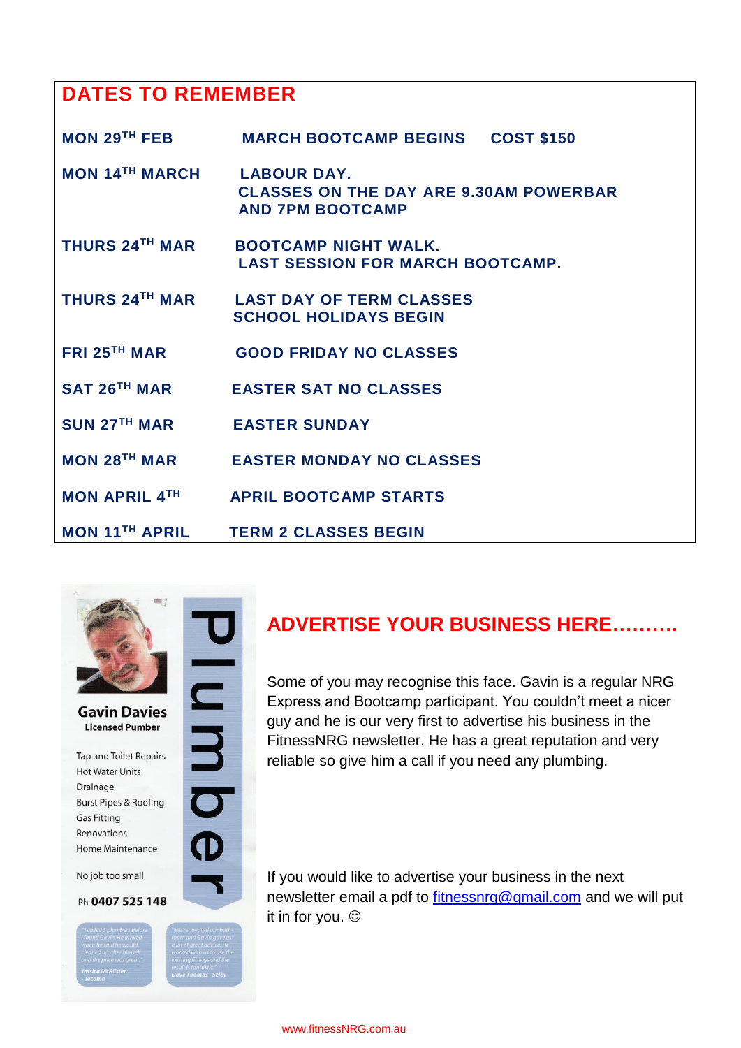## DATES TO REMEMBER

| | |
|---|---|
| MON 29TH FEB | MARCH BOOTCAMP BEGINS COST $150 |
| MON 14TH MARCH | LABOUR DAY. CLASSES ON THE DAY ARE 9.30AM POWERBAR AND 7PM BOOTCAMP |
| THURS 24TH MAR | BOOTCAMP NIGHT WALK. LAST SESSION FOR MARCH BOOTCAMP. |
| THURS 24TH MAR | LAST DAY OF TERM CLASSES SCHOOL HOLIDAYS BEGIN |
| FRI 25TH MAR | GOOD FRIDAY NO CLASSES |
| SAT 26TH MAR | EASTER SAT NO CLASSES |
| SUN 27TH MAR | EASTER SUNDAY |
| MON 28TH MAR | EASTER MONDAY NO CLASSES |
| MON APRIL 4TH | APRIL BOOTCAMP STARTS |
| MON 11TH APRIL | TERM 2 CLASSES BEGIN |

**Plumber**

**Gavin Davies**
**Licensed Pumber**

Tap and Toilet Repairs
Hot Water Units
Drainage
Burst Pipes & Roofing
Gas Fitting
Renovations
Home Maintenance

No job too small

Ph **0407 525 148**

"I called 3 plumbers before I found Gavin. He arrived when he said he would, cleaned up after himself and the price was great." Jessica McAlister - Tecoma

"We renovated our bathroom and Gavin gave us a lot of great advice. He worked with us to use the existing fittings and the result is fantastic." Dave Thomas - Selby

## ADVERTISE YOUR BUSINESS HERE……….

Some of you may recognise this face. Gavin is a regular NRG Express and Bootcamp participant. You couldn't meet a nicer guy and he is our very first to advertise his business in the FitnessNRG newsletter. He has a great reputation and very reliable so give him a call if you need any plumbing.

If you would like to advertise your business in the next newsletter email a pdf to fitnessnrg@gmail.com and we will put it in for you. ☺

www.fitnessNRG.com.au